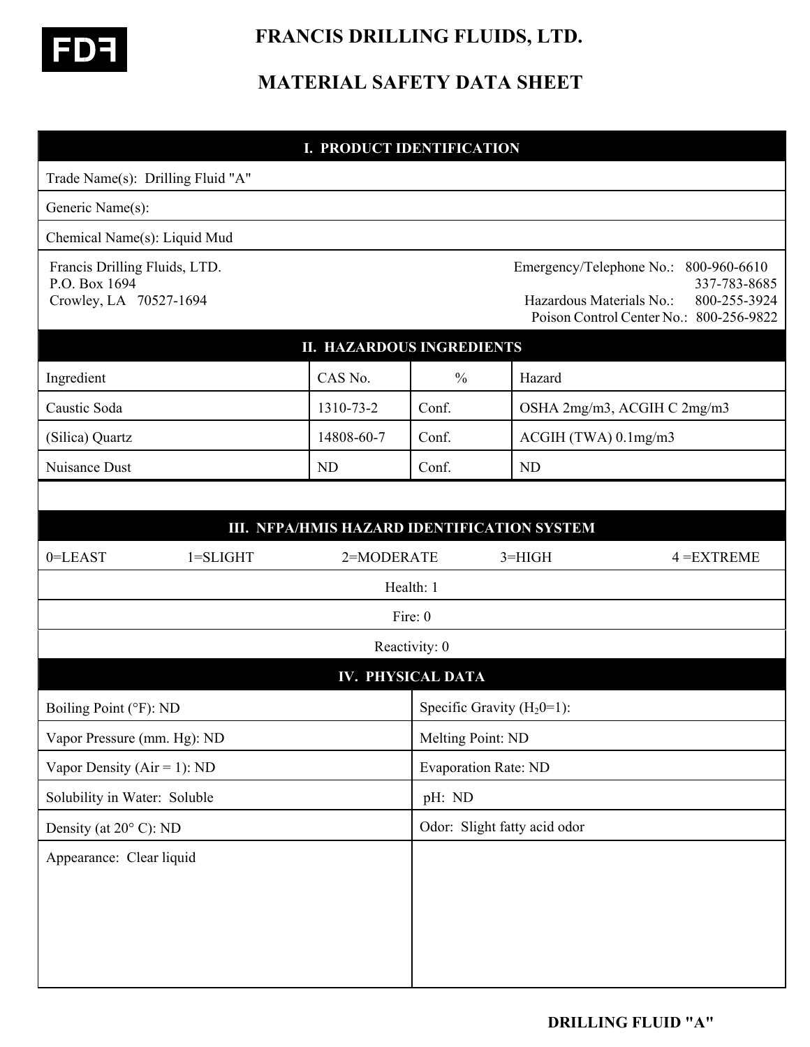FDF

# FRANCIS DRILLING FLUIDS, LTD.

# MATERIAL SAFETY DATA SHEET

## I. PRODUCT IDENTIFICATION

Trade Name(s): Drilling Fluid "A"

Generic Name(s):

Chemical Name(s): Liquid Mud

Francis Drilling Fluids, LTD.
P.O. Box 1694
Crowley, LA 70527-1694

Emergency/Telephone No.: 800-960-6610
337-783-8685
Hazardous Materials No.: 800-255-3924
Poison Control Center No.: 800-256-9822

## II. HAZARDOUS INGREDIENTS

| Ingredient | CAS No. | % | Hazard |
|---|---|---|---|
| Caustic Soda | 1310-73-2 | Conf. | OSHA 2mg/m3, ACGIH C 2mg/m3 |
| (Silica) Quartz | 14808-60-7 | Conf. | ACGIH (TWA) 0.1mg/m3 |
| Nuisance Dust | ND | Conf. | ND |

## III. NFPA/HMIS HAZARD IDENTIFICATION SYSTEM

0=LEAST 1=SLIGHT 2=MODERATE 3=HIGH 4 =EXTREME

Health: 1

Fire: 0

Reactivity: 0

## IV. PHYSICAL DATA

| | |
|---|---|
| Boiling Point (°F): ND | Specific Gravity ($H_2O$=1): |
| Vapor Pressure (mm. Hg): ND | Melting Point: ND |
| Vapor Density (Air = 1): ND | Evaporation Rate: ND |
| Solubility in Water: Soluble | pH: ND |
| Density (at 20° C): ND | Odor: Slight fatty acid odor |
| Appearance: Clear liquid | |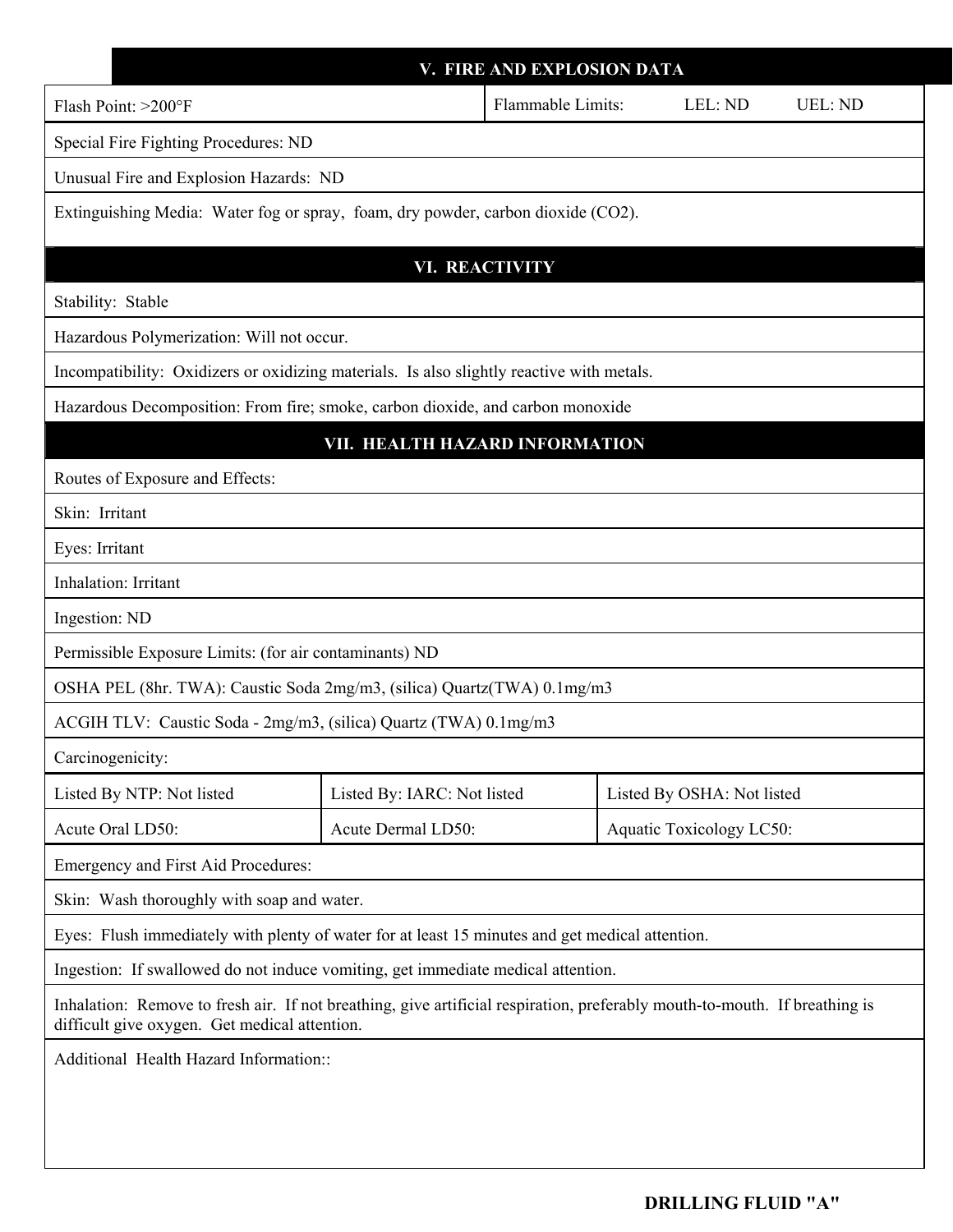## V. FIRE AND EXPLOSION DATA

| Flash Point: >200°F | Flammable Limits: LEL: ND UEL: ND |
|---|---|

Special Fire Fighting Procedures: ND

Unusual Fire and Explosion Hazards: ND

Extinguishing Media: Water fog or spray, foam, dry powder, carbon dioxide ($CO_2$).

## VI. REACTIVITY

Stability: Stable

Hazardous Polymerization: Will not occur.

Incompatibility: Oxidizers or oxidizing materials. Is also slightly reactive with metals.

Hazardous Decomposition: From fire; smoke, carbon dioxide, and carbon monoxide

## VII. HEALTH HAZARD INFORMATION

Routes of Exposure and Effects:

Skin: Irritant

Eyes: Irritant

Inhalation: Irritant

Ingestion: ND

Permissible Exposure Limits: (for air contaminants) ND

OSHA PEL (8hr. TWA): Caustic Soda 2mg/m3, (silica) Quartz(TWA) 0.1mg/m3

ACGIH TLV: Caustic Soda - 2mg/m3, (silica) Quartz (TWA) 0.1mg/m3

Carcinogenicity:

| Listed By NTP: Not listed | Listed By: IARC: Not listed | Listed By OSHA: Not listed |
|---|---|---|
| Acute Oral LD50: | Acute Dermal LD50: | Aquatic Toxicology LC50: |

Emergency and First Aid Procedures:

Skin: Wash thoroughly with soap and water.

Eyes: Flush immediately with plenty of water for at least 15 minutes and get medical attention.

Ingestion: If swallowed do not induce vomiting, get immediate medical attention.

Inhalation: Remove to fresh air. If not breathing, give artificial respiration, preferably mouth-to-mouth. If breathing is difficult give oxygen. Get medical attention.

Additional Health Hazard Information::

**DRILLING FLUID "A"**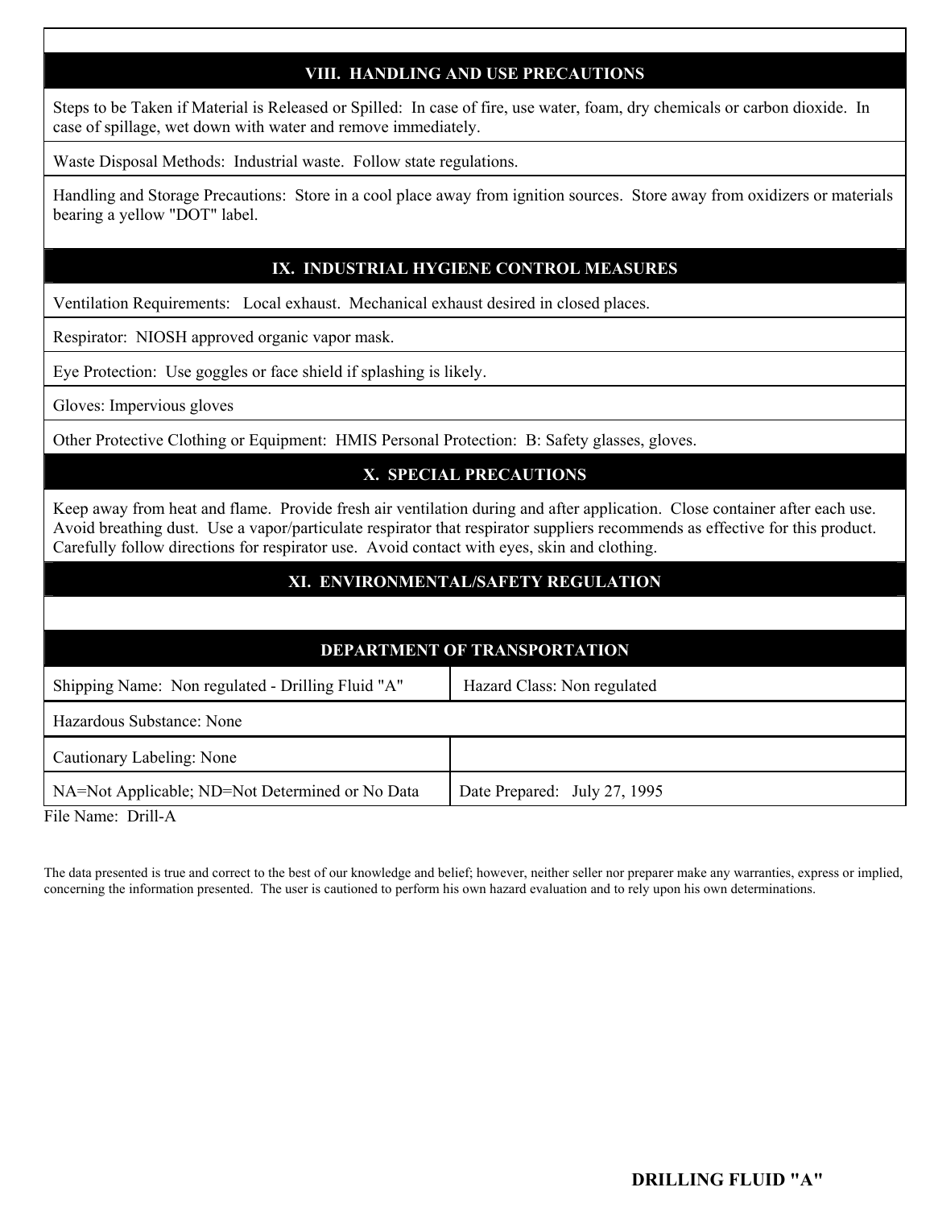## VIII. HANDLING AND USE PRECAUTIONS

Steps to be Taken if Material is Released or Spilled: In case of fire, use water, foam, dry chemicals or carbon dioxide. In case of spillage, wet down with water and remove immediately.

Waste Disposal Methods: Industrial waste. Follow state regulations.

Handling and Storage Precautions: Store in a cool place away from ignition sources. Store away from oxidizers or materials bearing a yellow "DOT" label.

## IX. INDUSTRIAL HYGIENE CONTROL MEASURES

Ventilation Requirements: Local exhaust. Mechanical exhaust desired in closed places.

Respirator: NIOSH approved organic vapor mask.

Eye Protection: Use goggles or face shield if splashing is likely.

Gloves: Impervious gloves

Other Protective Clothing or Equipment: HMIS Personal Protection: B: Safety glasses, gloves.

## X. SPECIAL PRECAUTIONS

Keep away from heat and flame. Provide fresh air ventilation during and after application. Close container after each use. Avoid breathing dust. Use a vapor/particulate respirator that respirator suppliers recommends as effective for this product. Carefully follow directions for respirator use. Avoid contact with eyes, skin and clothing.

## XI. ENVIRONMENTAL/SAFETY REGULATION

## DEPARTMENT OF TRANSPORTATION

| | |
|---|---|
| Shipping Name: Non regulated - Drilling Fluid "A" | Hazard Class: Non regulated |
| Hazardous Substance: None | |
| Cautionary Labeling: None | |
| NA=Not Applicable; ND=Not Determined or No Data | Date Prepared: July 27, 1995 |

File Name: Drill-A

The data presented is true and correct to the best of our knowledge and belief; however, neither seller nor preparer make any warranties, express or implied, concerning the information presented. The user is cautioned to perform his own hazard evaluation and to rely upon his own determinations.